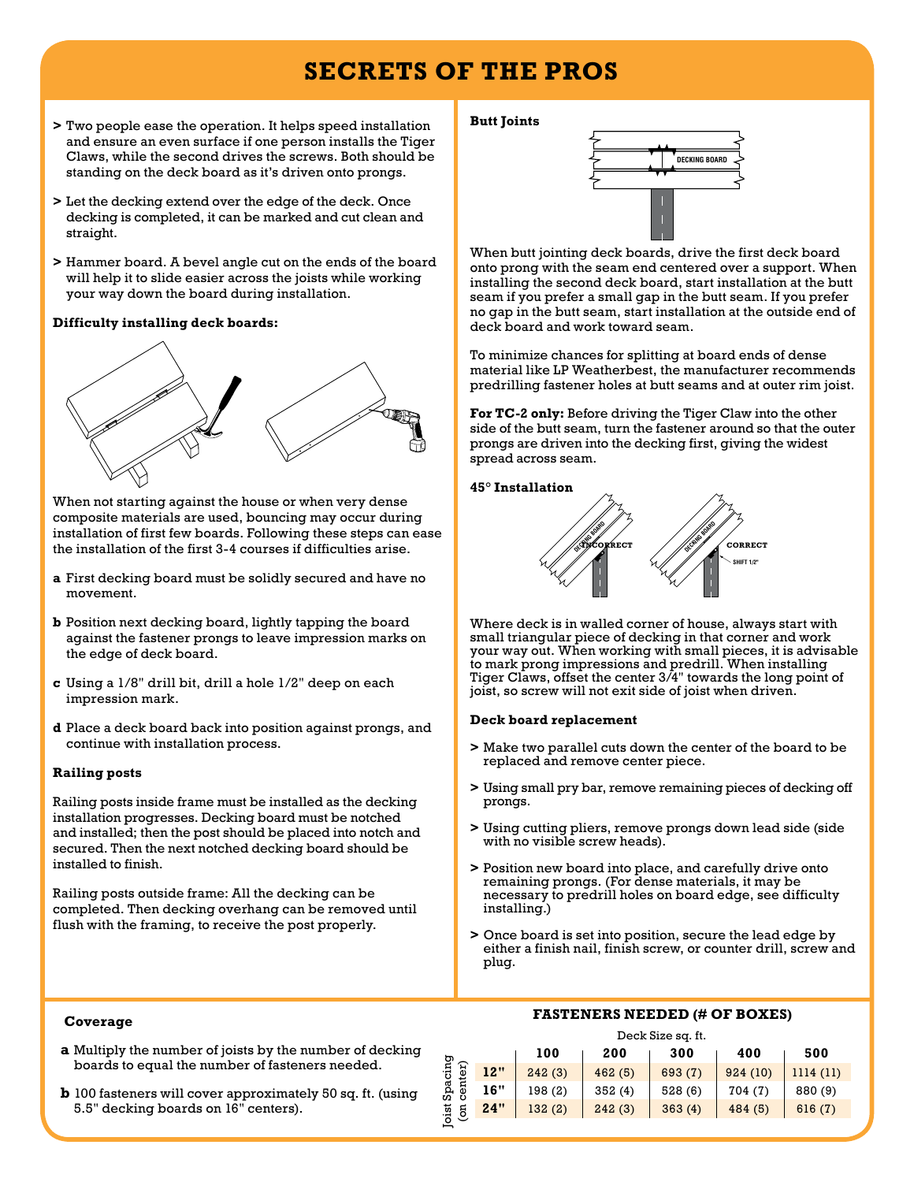# SECRETS OF THE PROS

> Two people ease the operation. It helps speed installation and ensure an even surface if one person installs the Tiger Claws, while the second drives the screws. Both should be standing on the deck board as it's driven onto prongs.

> Let the decking extend over the edge of the deck. Once decking is completed, it can be marked and cut clean and straight.

> Hammer board. A bevel angle cut on the ends of the board will help it to slide easier across the joists while working your way down the board during installation.

**Difficulty installing deck boards:**

When not starting against the house or when very dense composite materials are used, bouncing may occur during installation of first few boards. Following these steps can ease the installation of the first 3-4 courses if difficulties arise.

**a** First decking board must be solidly secured and have no movement.

**b** Position next decking board, lightly tapping the board against the fastener prongs to leave impression marks on the edge of deck board.

**c** Using a 1/8" drill bit, drill a hole 1/2" deep on each impression mark.

**d** Place a deck board back into position against prongs, and continue with installation process.

**Railing posts**

Railing posts inside frame must be installed as the decking installation progresses. Decking board must be notched and installed; then the post should be placed into notch and secured. Then the next notched decking board should be installed to finish.

Railing posts outside frame: All the decking can be completed. Then decking overhang can be removed until flush with the framing, to receive the post properly.

**Butt Joints**

DECKING BOARD

When butt jointing deck boards, drive the first deck board onto prong with the seam end centered over a support. When installing the second deck board, start installation at the butt seam if you prefer a small gap in the butt seam. If you prefer no gap in the butt seam, start installation at the outside end of deck board and work toward seam.

To minimize chances for splitting at board ends of dense material like LP Weatherbest, the manufacturer recommends predrilling fastener holes at butt seams and at outer rim joist.

**For TC-2 only:** Before driving the Tiger Claw into the other side of the butt seam, turn the fastener around so that the outer prongs are driven into the decking first, giving the widest spread across seam.

**45° Installation**

DECKING BOARD — INCORRECT

DECKING BOARD — CORRECT — SHIFT 1/2"

Where deck is in walled corner of house, always start with small triangular piece of decking in that corner and work your way out. When working with small pieces, it is advisable to mark prong impressions and predrill. When installing Tiger Claws, offset the center 3/4" towards the long point of joist, so screw will not exit side of joist when driven.

**Deck board replacement**

> Make two parallel cuts down the center of the board to be replaced and remove center piece.

> Using small pry bar, remove remaining pieces of decking off prongs.

> Using cutting pliers, remove prongs down lead side (side with no visible screw heads).

> Position new board into place, and carefully drive onto remaining prongs. (For dense materials, it may be necessary to predrill holes on board edge, see difficulty installing.)

> Once board is set into position, secure the lead edge by either a finish nail, finish screw, or counter drill, screw and plug.

**Coverage**

**a** Multiply the number of joists by the number of decking boards to equal the number of fasteners needed.

**b** 100 fasteners will cover approximately 50 sq. ft. (using 5.5" decking boards on 16" centers).

**FASTENERS NEEDED (# OF BOXES)**

| Joist Spacing (on center) | Deck Size sq. ft. | | | | |
|---|---|---|---|---|---|
| | **100** | **200** | **300** | **400** | **500** |
| **12"** | 242 (3) | 462 (5) | 693 (7) | 924 (10) | 1114 (11) |
| **16"** | 198 (2) | 352 (4) | 528 (6) | 704 (7) | 880 (9) |
| **24"** | 132 (2) | 242 (3) | 363 (4) | 484 (5) | 616 (7) |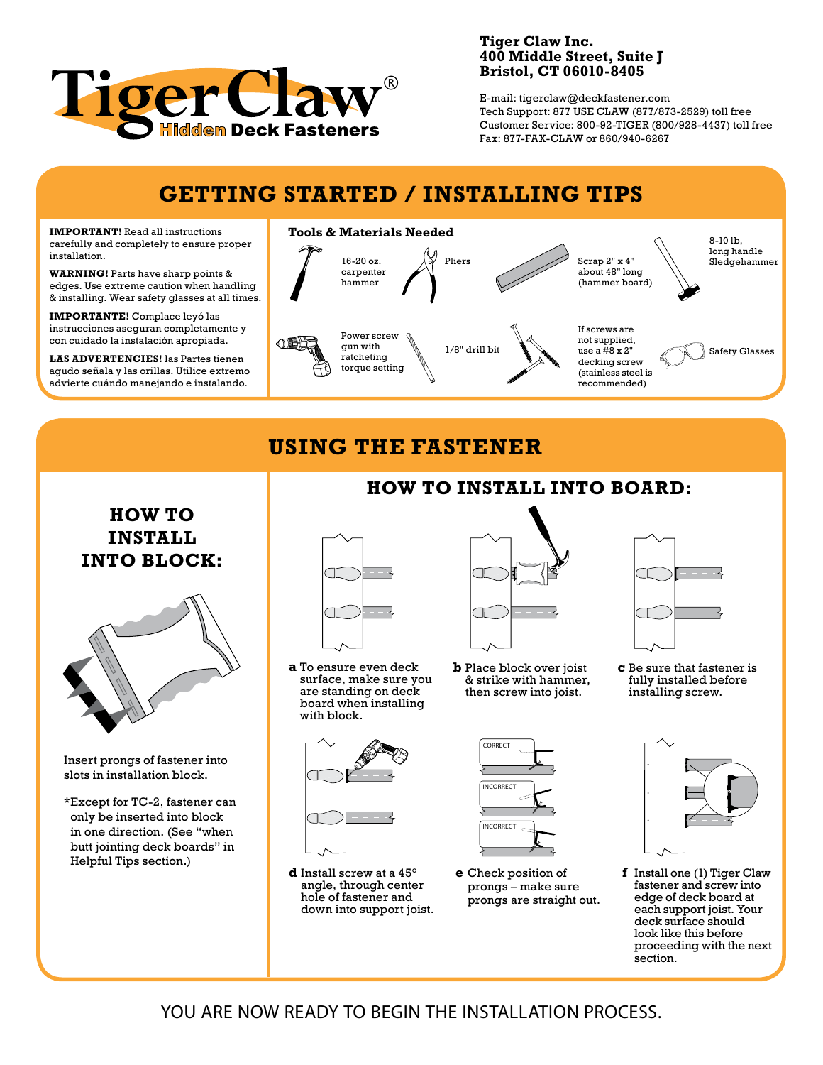# TigerClaw® Hidden Deck Fasteners

**Tiger Claw Inc.**
**400 Middle Street, Suite J**
**Bristol, CT 06010-8405**

E-mail: tigerclaw@deckfastener.com
Tech Support: 877 USE CLAW (877/873-2529) toll free
Customer Service: 800-92-TIGER (800/928-4437) toll free
Fax: 877-FAX-CLAW or 860/940-6267

## GETTING STARTED / INSTALLING TIPS

**IMPORTANT!** Read all instructions carefully and completely to ensure proper installation.

**WARNING!** Parts have sharp points & edges. Use extreme caution when handling & installing. Wear safety glasses at all times.

**IMPORTANTE!** Complace leyó las instrucciones aseguran completamente y con cuidado la instalación apropiada.

**LAS ADVERTENCIES!** las Partes tienen agudo señala y las orillas. Utilice extremo advierte cuándo manejando e instalando.

### Tools & Materials Needed

- 16-20 oz. carpenter hammer
- Pliers
- Scrap 2" x 4" about 48" long (hammer board)
- 8-10 lb, long handle Sledgehammer
- Power screw gun with ratcheting torque setting
- 1/8" drill bit
- If screws are not supplied, use a #8 x 2" decking screw (stainless steel is recommended)
- Safety Glasses

## USING THE FASTENER

### HOW TO INSTALL INTO BLOCK:

Insert prongs of fastener into slots in installation block.

*Except for TC-2, fastener can only be inserted into block in one direction. (See "when butt jointing deck boards" in Helpful Tips section.)

### HOW TO INSTALL INTO BOARD:

**a** To ensure even deck surface, make sure you are standing on deck board when installing with block.

**b** Place block over joist & strike with hammer, then screw into joist.

**c** Be sure that fastener is fully installed before installing screw.

**d** Install screw at a 45° angle, through center hole of fastener and down into support joist.

**e** Check position of prongs – make sure prongs are straight out.

CORRECT / INCORRECT / INCORRECT

**f** Install one (1) Tiger Claw fastener and screw into edge of deck board at each support joist. Your deck surface should look like this before proceeding with the next section.

YOU ARE NOW READY TO BEGIN THE INSTALLATION PROCESS.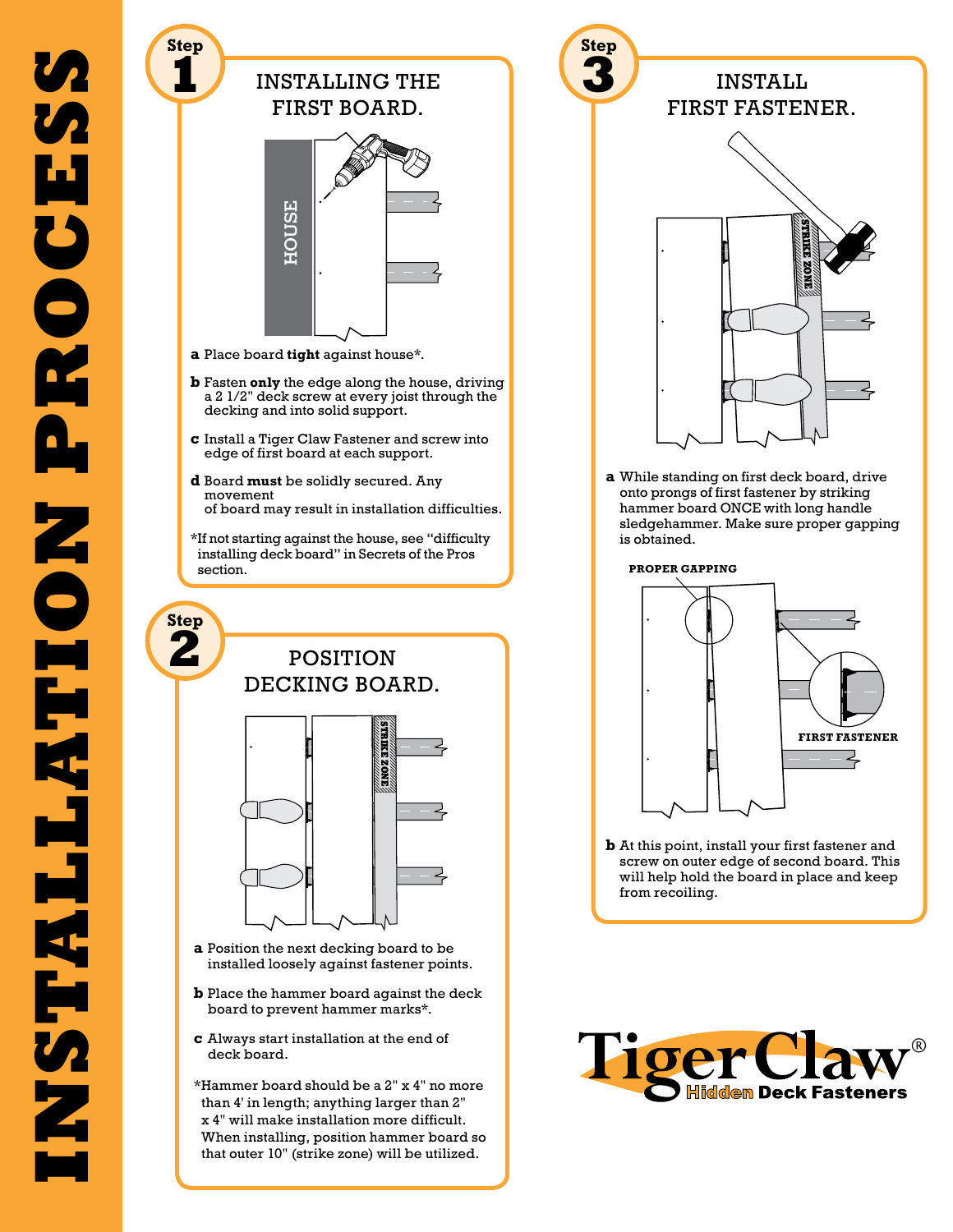# INSTALLATION PROCESS

## Step 1 — INSTALLING THE FIRST BOARD.

HOUSE

**a** Place board **tight** against house*.

**b** Fasten **only** the edge along the house, driving a 2 1/2" deck screw at every joist through the decking and into solid support.

**c** Install a Tiger Claw Fastener and screw into edge of first board at each support.

**d** Board **must** be solidly secured. Any movement of board may result in installation difficulties.

*If not starting against the house, see "difficulty installing deck board" in Secrets of the Pros section.

## Step 2 — POSITION DECKING BOARD.

STRIKE ZONE

**a** Position the next decking board to be installed loosely against fastener points.

**b** Place the hammer board against the deck board to prevent hammer marks*.

**c** Always start installation at the end of deck board.

*Hammer board should be a 2" x 4" no more than 4' in length; anything larger than 2" x 4" will make installation more difficult. When installing, position hammer board so that outer 10" (strike zone) will be utilized.

## Step 3 — INSTALL FIRST FASTENER.

STRIKE ZONE

**a** While standing on first deck board, drive onto prongs of first fastener by striking hammer board ONCE with long handle sledgehammer. Make sure proper gapping is obtained.

PROPER GAPPING

FIRST FASTENER

**b** At this point, install your first fastener and screw on outer edge of second board. This will help hold the board in place and keep from recoiling.

TigerClaw® Hidden Deck Fasteners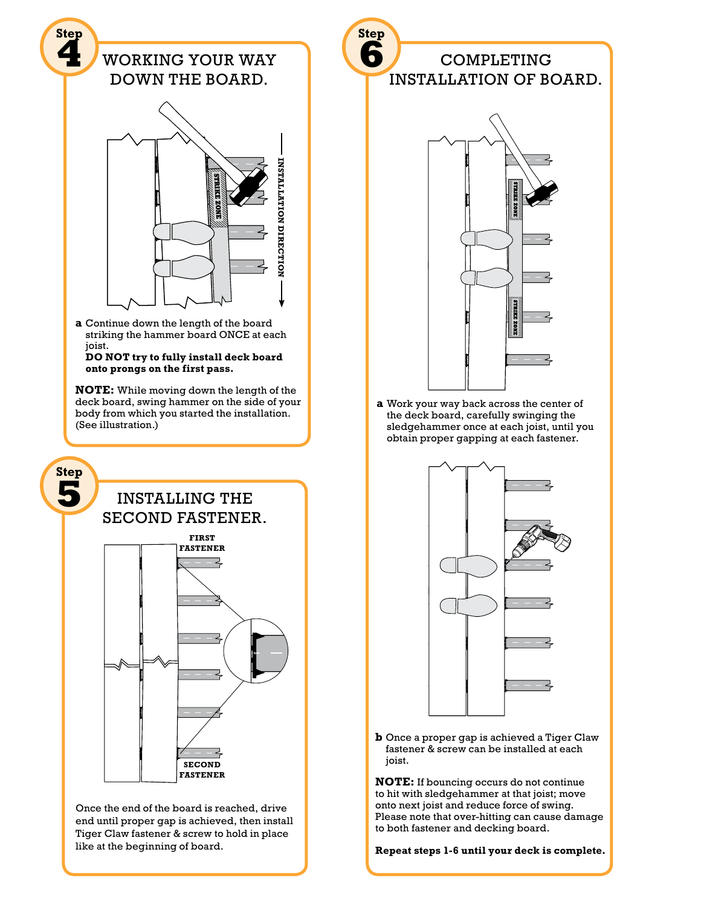## Step 4

### WORKING YOUR WAY DOWN THE BOARD.

STRIKE ZONE

INSTALLATION DIRECTION

**a** Continue down the length of the board striking the hammer board ONCE at each joist.
**DO NOT try to fully install deck board onto prongs on the first pass.**

**NOTE:** While moving down the length of the deck board, swing hammer on the side of your body from which you started the installation. (See illustration.)

## Step 5

### INSTALLING THE SECOND FASTENER.

FIRST FASTENER

SECOND FASTENER

Once the end of the board is reached, drive end until proper gap is achieved, then install Tiger Claw fastener & screw to hold in place like at the beginning of board.

## Step 6

### COMPLETING INSTALLATION OF BOARD.

STRIKE ZONE

STRIKE ZONE

**a** Work your way back across the center of the deck board, carefully swinging the sledgehammer once at each joist, until you obtain proper gapping at each fastener.

**b** Once a proper gap is achieved a Tiger Claw fastener & screw can be installed at each joist.

**NOTE:** If bouncing occurs do not continue to hit with sledgehammer at that joist; move onto next joist and reduce force of swing. Please note that over-hitting can cause damage to both fastener and decking board.

**Repeat steps 1-6 until your deck is complete.**